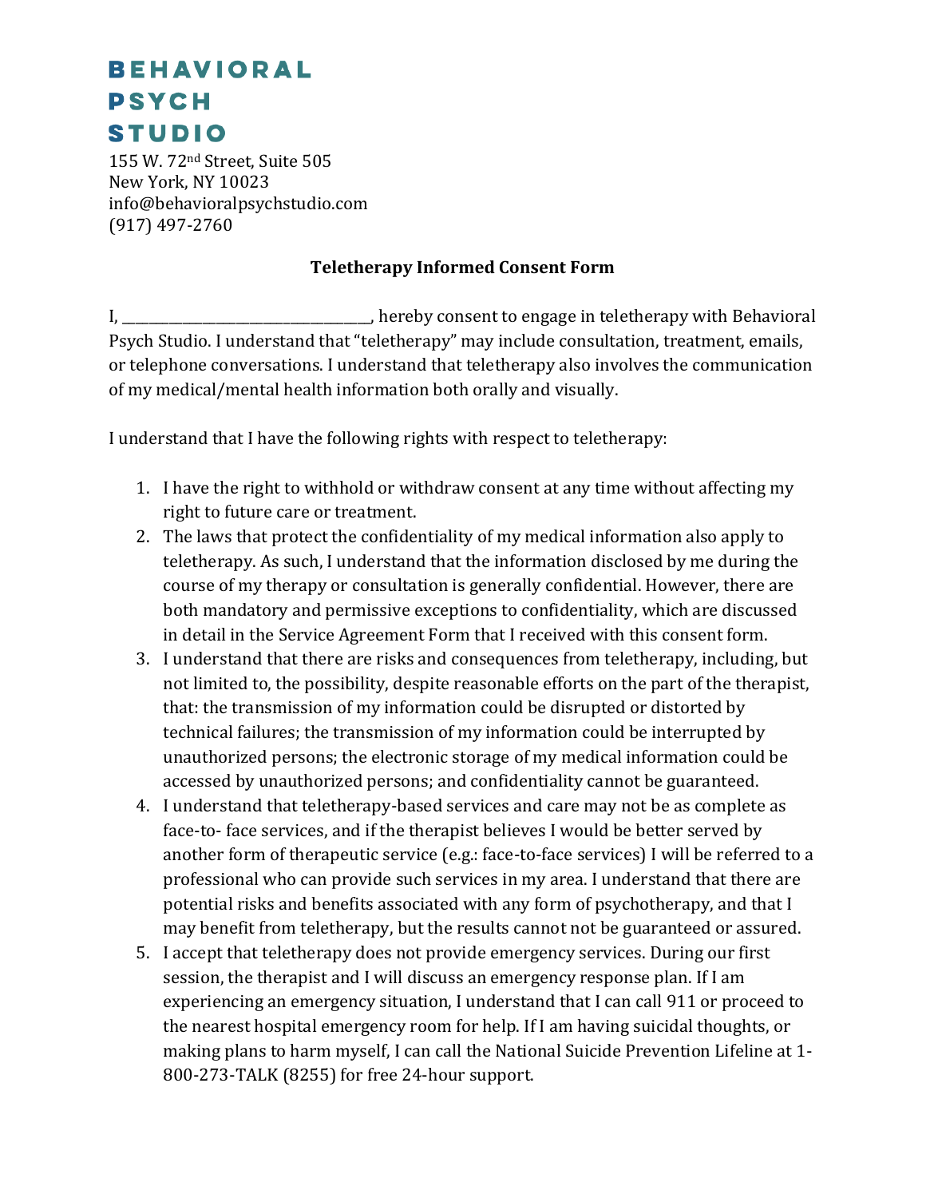# BEHAVIORAL PSYCH STUDIO

155 W. 72nd Street, Suite 505
New York, NY 10023
info@behavioralpsychstudio.com
(917) 497-2760

**Teletherapy Informed Consent Form**

I, ___________________________________, hereby consent to engage in teletherapy with Behavioral Psych Studio. I understand that "teletherapy" may include consultation, treatment, emails, or telephone conversations. I understand that teletherapy also involves the communication of my medical/mental health information both orally and visually.

I understand that I have the following rights with respect to teletherapy:

1. I have the right to withhold or withdraw consent at any time without affecting my right to future care or treatment.
2. The laws that protect the confidentiality of my medical information also apply to teletherapy. As such, I understand that the information disclosed by me during the course of my therapy or consultation is generally confidential. However, there are both mandatory and permissive exceptions to confidentiality, which are discussed in detail in the Service Agreement Form that I received with this consent form.
3. I understand that there are risks and consequences from teletherapy, including, but not limited to, the possibility, despite reasonable efforts on the part of the therapist, that: the transmission of my information could be disrupted or distorted by technical failures; the transmission of my information could be interrupted by unauthorized persons; the electronic storage of my medical information could be accessed by unauthorized persons; and confidentiality cannot be guaranteed.
4. I understand that teletherapy-based services and care may not be as complete as face-to- face services, and if the therapist believes I would be better served by another form of therapeutic service (e.g.: face-to-face services) I will be referred to a professional who can provide such services in my area. I understand that there are potential risks and benefits associated with any form of psychotherapy, and that I may benefit from teletherapy, but the results cannot not be guaranteed or assured.
5. I accept that teletherapy does not provide emergency services. During our first session, the therapist and I will discuss an emergency response plan. If I am experiencing an emergency situation, I understand that I can call 911 or proceed to the nearest hospital emergency room for help. If I am having suicidal thoughts, or making plans to harm myself, I can call the National Suicide Prevention Lifeline at 1-800-273-TALK (8255) for free 24-hour support.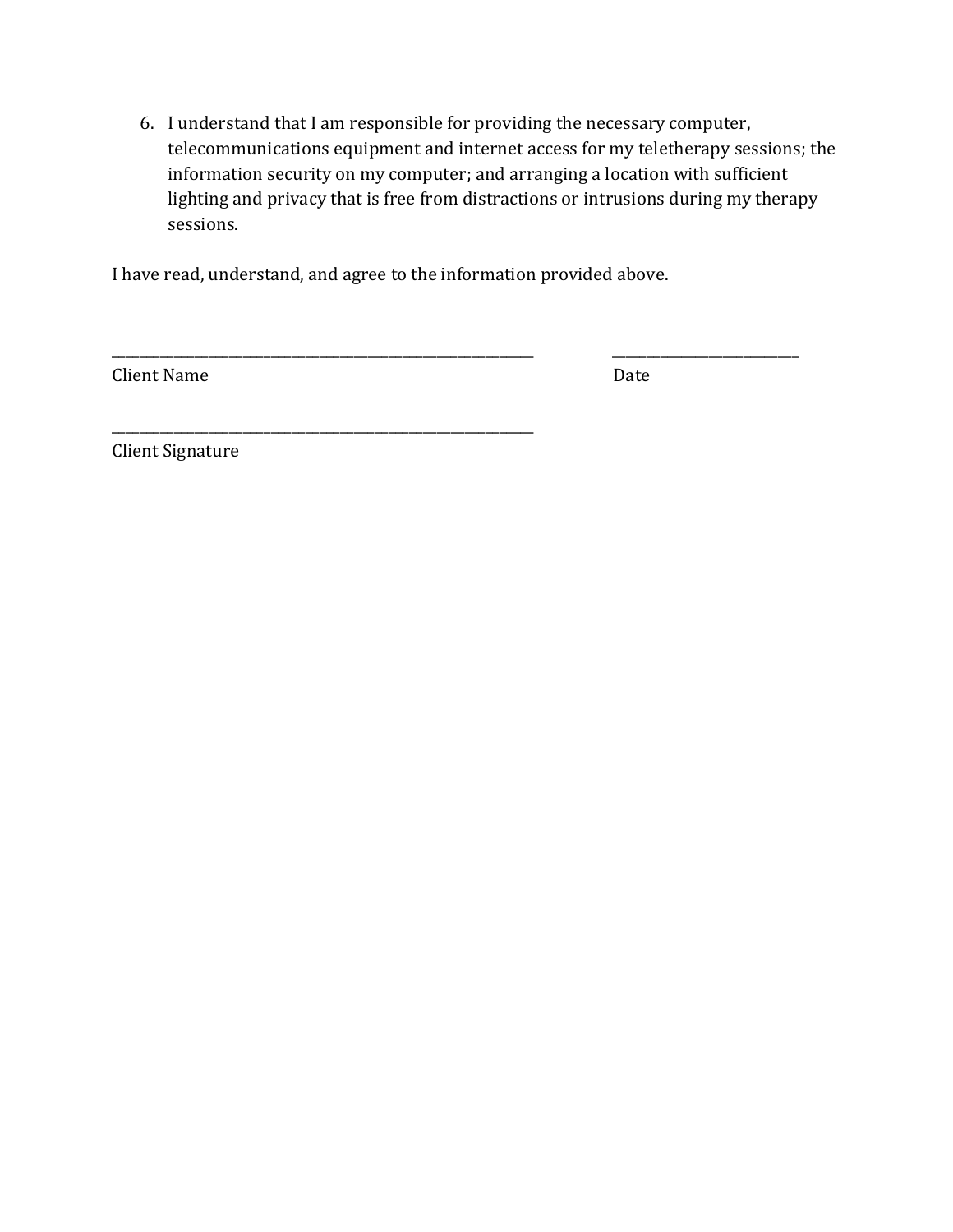6. I understand that I am responsible for providing the necessary computer, telecommunications equipment and internet access for my teletherapy sessions; the information security on my computer; and arranging a location with sufficient lighting and privacy that is free from distractions or intrusions during my therapy sessions.

I have read, understand, and agree to the information provided above.

\_\_\_\_\_\_\_\_\_\_\_\_\_\_\_\_\_\_\_\_\_\_\_\_\_\_\_\_\_\_\_\_\_\_\_\_\_\_\_\_\_\_\_\_\_\_ \_\_\_\_\_\_\_\_\_\_\_\_\_\_\_\_\_\_\_\_\_\_\_\_

Client Name Date

\_\_\_\_\_\_\_\_\_\_\_\_\_\_\_\_\_\_\_\_\_\_\_\_\_\_\_\_\_\_\_\_\_\_\_\_\_\_\_\_\_\_\_\_\_\_

Client Signature